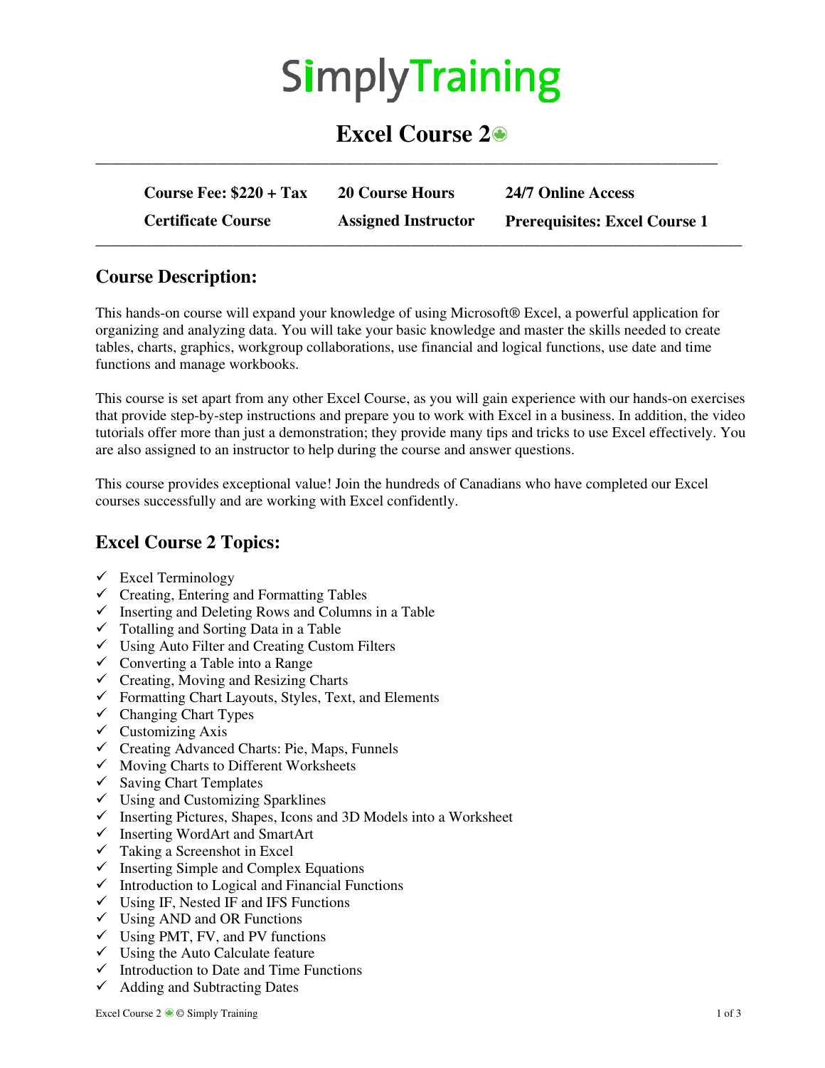# SimplyTraining

## Excel Course 2

| | | |
|---|---|---|
| **Course Fee: $220 + Tax** | **20 Course Hours** | **24/7 Online Access** |
| **Certificate Course** | **Assigned Instructor** | **Prerequisites: Excel Course 1** |

## Course Description:

This hands-on course will expand your knowledge of using Microsoft® Excel, a powerful application for organizing and analyzing data. You will take your basic knowledge and master the skills needed to create tables, charts, graphics, workgroup collaborations, use financial and logical functions, use date and time functions and manage workbooks.

This course is set apart from any other Excel Course, as you will gain experience with our hands-on exercises that provide step-by-step instructions and prepare you to work with Excel in a business. In addition, the video tutorials offer more than just a demonstration; they provide many tips and tricks to use Excel effectively. You are also assigned to an instructor to help during the course and answer questions.

This course provides exceptional value! Join the hundreds of Canadians who have completed our Excel courses successfully and are working with Excel confidently.

## Excel Course 2 Topics:

- ✓ Excel Terminology
- ✓ Creating, Entering and Formatting Tables
- ✓ Inserting and Deleting Rows and Columns in a Table
- ✓ Totalling and Sorting Data in a Table
- ✓ Using Auto Filter and Creating Custom Filters
- ✓ Converting a Table into a Range
- ✓ Creating, Moving and Resizing Charts
- ✓ Formatting Chart Layouts, Styles, Text, and Elements
- ✓ Changing Chart Types
- ✓ Customizing Axis
- ✓ Creating Advanced Charts: Pie, Maps, Funnels
- ✓ Moving Charts to Different Worksheets
- ✓ Saving Chart Templates
- ✓ Using and Customizing Sparklines
- ✓ Inserting Pictures, Shapes, Icons and 3D Models into a Worksheet
- ✓ Inserting WordArt and SmartArt
- ✓ Taking a Screenshot in Excel
- ✓ Inserting Simple and Complex Equations
- ✓ Introduction to Logical and Financial Functions
- ✓ Using IF, Nested IF and IFS Functions
- ✓ Using AND and OR Functions
- ✓ Using PMT, FV, and PV functions
- ✓ Using the Auto Calculate feature
- ✓ Introduction to Date and Time Functions
- ✓ Adding and Subtracting Dates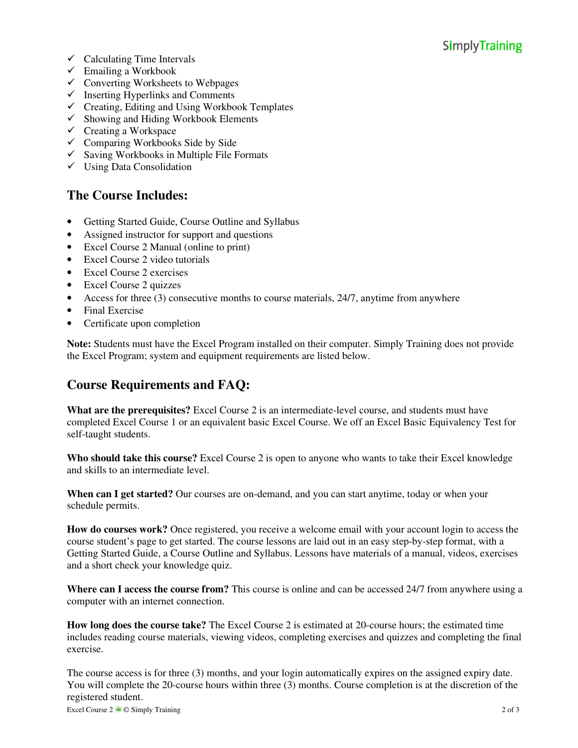- ✓ Calculating Time Intervals
- ✓ Emailing a Workbook
- ✓ Converting Worksheets to Webpages
- ✓ Inserting Hyperlinks and Comments
- ✓ Creating, Editing and Using Workbook Templates
- ✓ Showing and Hiding Workbook Elements
- ✓ Creating a Workspace
- ✓ Comparing Workbooks Side by Side
- ✓ Saving Workbooks in Multiple File Formats
- ✓ Using Data Consolidation

## The Course Includes:

- Getting Started Guide, Course Outline and Syllabus
- Assigned instructor for support and questions
- Excel Course 2 Manual (online to print)
- Excel Course 2 video tutorials
- Excel Course 2 exercises
- Excel Course 2 quizzes
- Access for three (3) consecutive months to course materials, 24/7, anytime from anywhere
- Final Exercise
- Certificate upon completion

**Note:** Students must have the Excel Program installed on their computer. Simply Training does not provide the Excel Program; system and equipment requirements are listed below.

## Course Requirements and FAQ:

**What are the prerequisites?** Excel Course 2 is an intermediate-level course, and students must have completed Excel Course 1 or an equivalent basic Excel Course. We off an Excel Basic Equivalency Test for self-taught students.

**Who should take this course?** Excel Course 2 is open to anyone who wants to take their Excel knowledge and skills to an intermediate level.

**When can I get started?** Our courses are on-demand, and you can start anytime, today or when your schedule permits.

**How do courses work?** Once registered, you receive a welcome email with your account login to access the course student's page to get started. The course lessons are laid out in an easy step-by-step format, with a Getting Started Guide, a Course Outline and Syllabus. Lessons have materials of a manual, videos, exercises and a short check your knowledge quiz.

**Where can I access the course from?** This course is online and can be accessed 24/7 from anywhere using a computer with an internet connection.

**How long does the course take?** The Excel Course 2 is estimated at 20-course hours; the estimated time includes reading course materials, viewing videos, completing exercises and quizzes and completing the final exercise.

The course access is for three (3) months, and your login automatically expires on the assigned expiry date. You will complete the 20-course hours within three (3) months. Course completion is at the discretion of the registered student.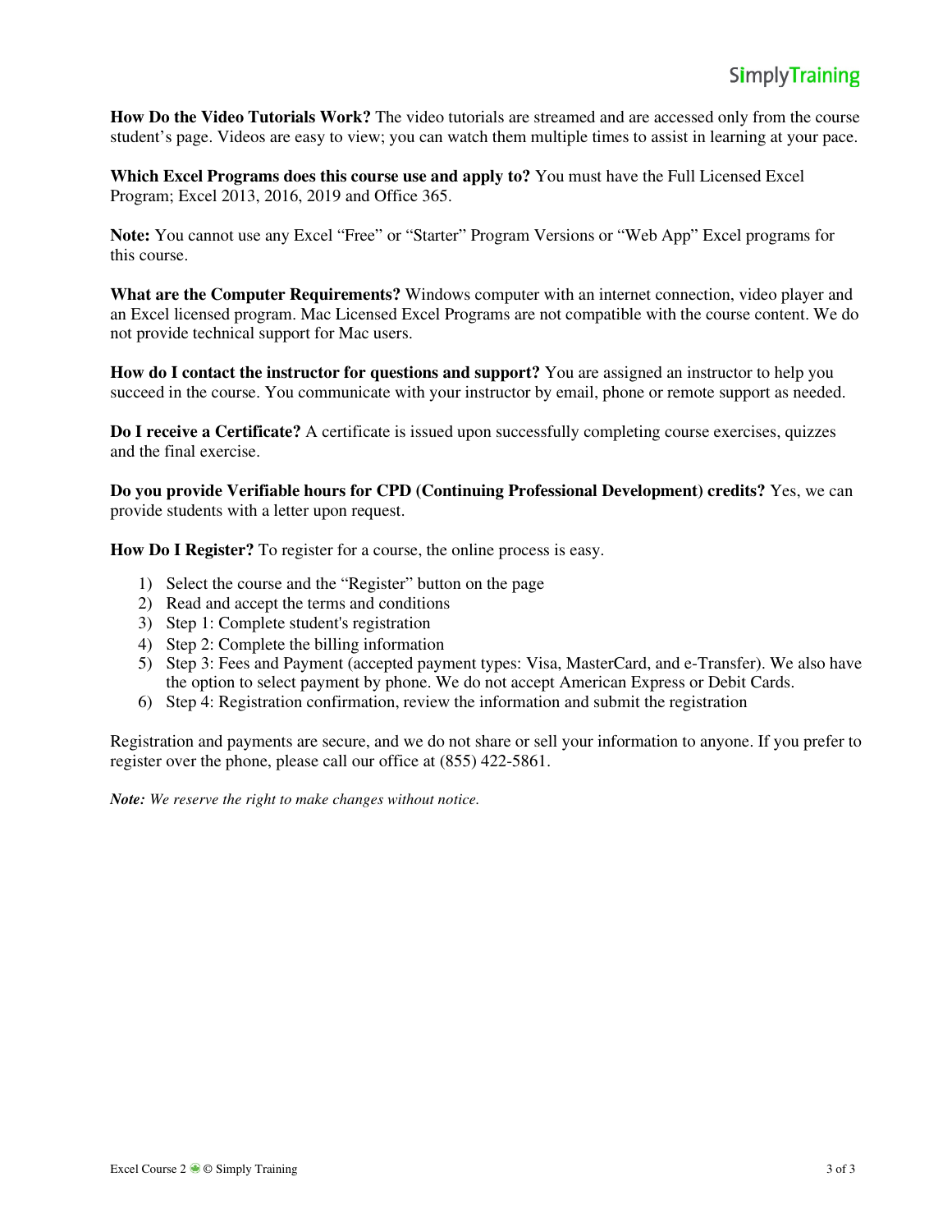**How Do the Video Tutorials Work?** The video tutorials are streamed and are accessed only from the course student's page. Videos are easy to view; you can watch them multiple times to assist in learning at your pace.

**Which Excel Programs does this course use and apply to?** You must have the Full Licensed Excel Program; Excel 2013, 2016, 2019 and Office 365.

**Note:** You cannot use any Excel "Free" or "Starter" Program Versions or "Web App" Excel programs for this course.

**What are the Computer Requirements?** Windows computer with an internet connection, video player and an Excel licensed program. Mac Licensed Excel Programs are not compatible with the course content. We do not provide technical support for Mac users.

**How do I contact the instructor for questions and support?** You are assigned an instructor to help you succeed in the course. You communicate with your instructor by email, phone or remote support as needed.

**Do I receive a Certificate?** A certificate is issued upon successfully completing course exercises, quizzes and the final exercise.

**Do you provide Verifiable hours for CPD (Continuing Professional Development) credits?** Yes, we can provide students with a letter upon request.

**How Do I Register?** To register for a course, the online process is easy.

1) Select the course and the "Register" button on the page
2) Read and accept the terms and conditions
3) Step 1: Complete student's registration
4) Step 2: Complete the billing information
5) Step 3: Fees and Payment (accepted payment types: Visa, MasterCard, and e-Transfer). We also have the option to select payment by phone. We do not accept American Express or Debit Cards.
6) Step 4: Registration confirmation, review the information and submit the registration

Registration and payments are secure, and we do not share or sell your information to anyone. If you prefer to register over the phone, please call our office at (855) 422-5861.

***Note:*** *We reserve the right to make changes without notice.*